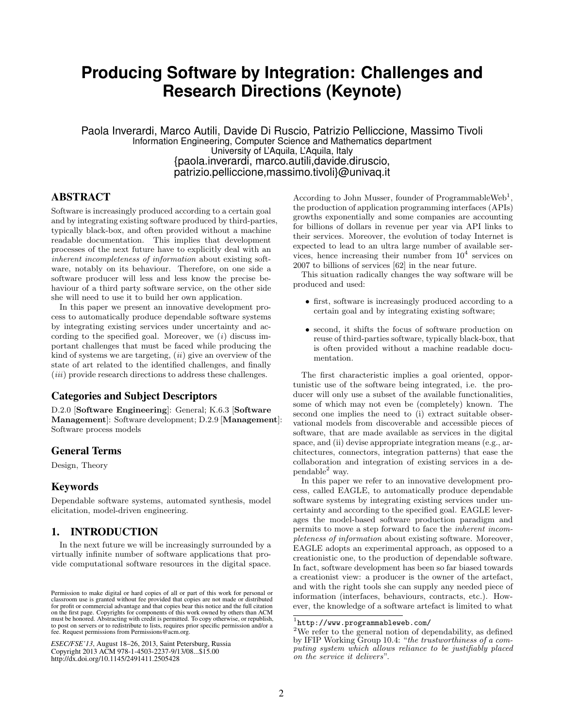# Producing Software by Integration: Challenges and Research Directions (Keynote)

Paola Inverardi, Marco Autili, Davide Di Ruscio, Patrizio Pelliccione, Massimo Tivoli
Information Engineering, Computer Science and Mathematics department
University of L'Aquila, L'Aquila, Italy
{paola.inverardi, marco.autili,davide.diruscio, patrizio.pelliccione,massimo.tivoli}@univaq.it

## ABSTRACT

Software is increasingly produced according to a certain goal and by integrating existing software produced by third-parties, typically black-box, and often provided without a machine readable documentation. This implies that development processes of the next future have to explicitly deal with an *inherent incompleteness of information* about existing software, notably on its behaviour. Therefore, on one side a software producer will less and less know the precise behaviour of a third party software service, on the other side she will need to use it to build her own application.

In this paper we present an innovative development process to automatically produce dependable software systems by integrating existing services under uncertainty and according to the specified goal. Moreover, we (*i*) discuss important challenges that must be faced while producing the kind of systems we are targeting, (*ii*) give an overview of the state of art related to the identified challenges, and finally (*iii*) provide research directions to address these challenges.

## Categories and Subject Descriptors

D.2.0 [**Software Engineering**]: General; K.6.3 [**Software Management**]: Software development; D.2.9 [**Management**]: Software process models

## General Terms

Design, Theory

## Keywords

Dependable software systems, automated synthesis, model elicitation, model-driven engineering.

## 1. INTRODUCTION

In the next future we will be increasingly surrounded by a virtually infinite number of software applications that provide computational software resources in the digital space.

Permission to make digital or hard copies of all or part of this work for personal or classroom use is granted without fee provided that copies are not made or distributed for profit or commercial advantage and that copies bear this notice and the full citation on the first page. Copyrights for components of this work owned by others than ACM must be honored. Abstracting with credit is permitted. To copy otherwise, or republish, to post on servers or to redistribute to lists, requires prior specific permission and/or a fee. Request permissions from Permissions@acm.org.

*ESEC/FSE'13*, August 18–26, 2013, Saint Petersburg, Russia
Copyright 2013 ACM 978-1-4503-2237-9/13/08...$15.00
http://dx.doi.org/10.1145/2491411.2505428

According to John Musser, founder of ProgrammableWeb[1], the production of application programming interfaces (APIs) growths exponentially and some companies are accounting for billions of dollars in revenue per year via API links to their services. Moreover, the evolution of today Internet is expected to lead to an ultra large number of available services, hence increasing their number from $10^4$ services on 2007 to billions of services [62] in the near future.

This situation radically changes the way software will be produced and used:

- first, software is increasingly produced according to a certain goal and by integrating existing software;
- second, it shifts the focus of software production on reuse of third-parties software, typically black-box, that is often provided without a machine readable documentation.

The first characteristic implies a goal oriented, opportunistic use of the software being integrated, i.e. the producer will only use a subset of the available functionalities, some of which may not even be (completely) known. The second one implies the need to (i) extract suitable observational models from discoverable and accessible pieces of software, that are made available as services in the digital space, and (ii) devise appropriate integration means (e.g., architectures, connectors, integration patterns) that ease the collaboration and integration of existing services in a dependable[2] way.

In this paper we refer to an innovative development process, called EAGLE, to automatically produce dependable software systems by integrating existing services under uncertainty and according to the specified goal. EAGLE leverages the model-based software production paradigm and permits to move a step forward to face the *inherent incompleteness of information* about existing software. Moreover, EAGLE adopts an experimental approach, as opposed to a creationistic one, to the production of dependable software. In fact, software development has been so far biased towards a creationist view: a producer is the owner of the artefact, and with the right tools she can supply any needed piece of information (interfaces, behaviours, contracts, etc.). However, the knowledge of a software artefact is limited to what

[1] http://www.programmableweb.com/

[2] We refer to the general notion of dependability, as defined by IFIP Working Group 10.4: "*the trustworthiness of a computing system which allows reliance to be justifiably placed on the service it delivers*".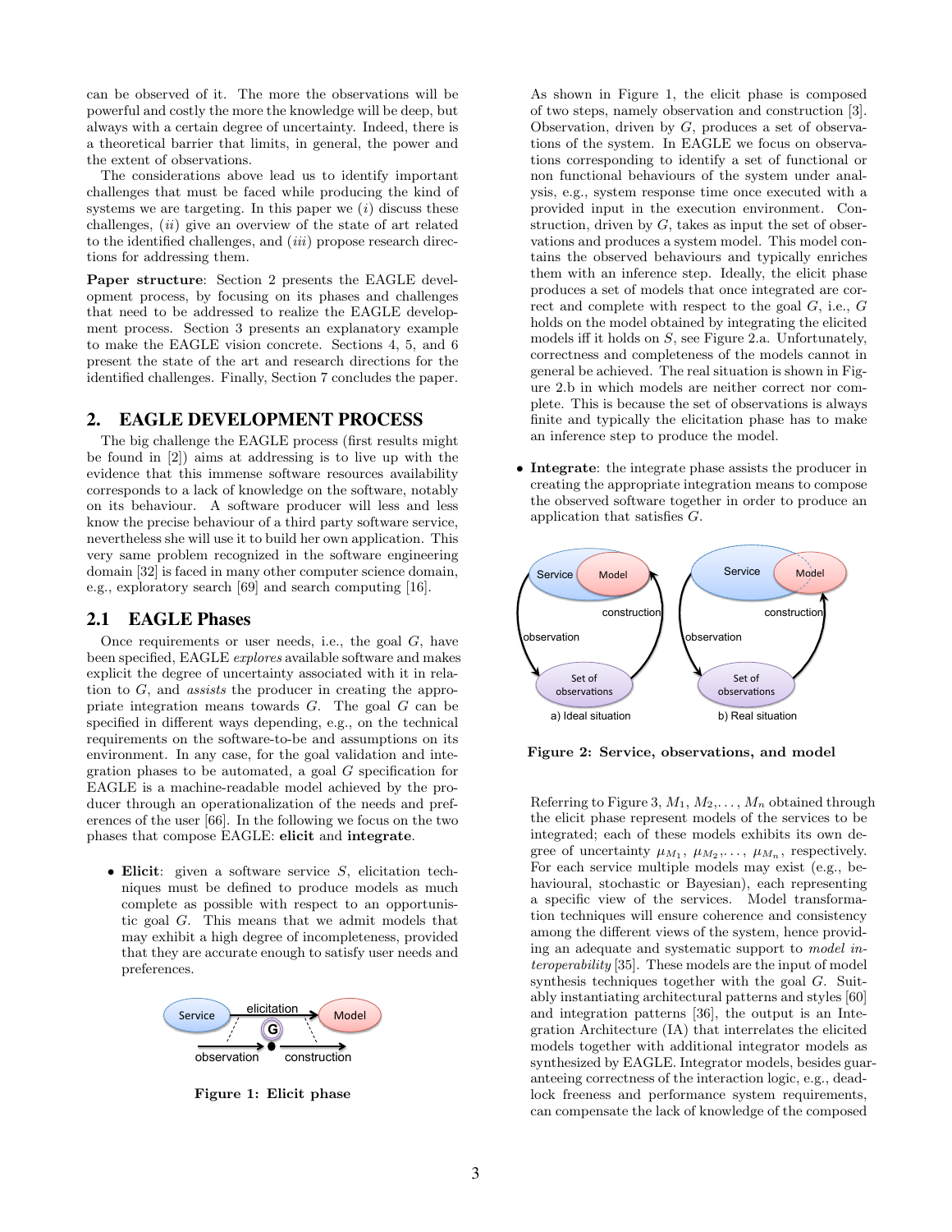can be observed of it. The more the observations will be powerful and costly the more the knowledge will be deep, but always with a certain degree of uncertainty. Indeed, there is a theoretical barrier that limits, in general, the power and the extent of observations.

The considerations above lead us to identify important challenges that must be faced while producing the kind of systems we are targeting. In this paper we (*i*) discuss these challenges, (*ii*) give an overview of the state of art related to the identified challenges, and (*iii*) propose research directions for addressing them.

**Paper structure**: Section 2 presents the EAGLE development process, by focusing on its phases and challenges that need to be addressed to realize the EAGLE development process. Section 3 presents an explanatory example to make the EAGLE vision concrete. Sections 4, 5, and 6 present the state of the art and research directions for the identified challenges. Finally, Section 7 concludes the paper.

## 2. EAGLE DEVELOPMENT PROCESS

The big challenge the EAGLE process (first results might be found in [2]) aims at addressing is to live up with the evidence that this immense software resources availability corresponds to a lack of knowledge on the software, notably on its behaviour. A software producer will less and less know the precise behaviour of a third party software service, nevertheless she will use it to build her own application. This very same problem recognized in the software engineering domain [32] is faced in many other computer science domain, e.g., exploratory search [69] and search computing [16].

### 2.1 EAGLE Phases

Once requirements or user needs, i.e., the goal $G$, have been specified, EAGLE *explores* available software and makes explicit the degree of uncertainty associated with it in relation to $G$, and *assists* the producer in creating the appropriate integration means towards $G$. The goal $G$ can be specified in different ways depending, e.g., on the technical requirements on the software-to-be and assumptions on its environment. In any case, for the goal validation and integration phases to be automated, a goal $G$ specification for EAGLE is a machine-readable model achieved by the producer through an operationalization of the needs and preferences of the user [66]. In the following we focus on the two phases that compose EAGLE: **elicit** and **integrate**.

- **Elicit**: given a software service $S$, elicitation techniques must be defined to produce models as much complete as possible with respect to an opportunistic goal $G$. This means that we admit models that may exhibit a high degree of incompleteness, provided that they are accurate enough to satisfy user needs and preferences.

Service
elicitation
Model
G
observation
construction

**Figure 1: Elicit phase**

As shown in Figure 1, the elicit phase is composed of two steps, namely observation and construction [3]. Observation, driven by $G$, produces a set of observations of the system. In EAGLE we focus on observations corresponding to identify a set of functional or non functional behaviours of the system under analysis, e.g., system response time once executed with a provided input in the execution environment. Construction, driven by $G$, takes as input the set of observations and produces a system model. This model contains the observed behaviours and typically enriches them with an inference step. Ideally, the elicit phase produces a set of models that once integrated are correct and complete with respect to the goal $G$, i.e., $G$ holds on the model obtained by integrating the elicited models iff it holds on $S$, see Figure 2.a. Unfortunately, correctness and completeness of the models cannot in general be achieved. The real situation is shown in Figure 2.b in which models are neither correct nor complete. This is because the set of observations is always finite and typically the elicitation phase has to make an inference step to produce the model.

- **Integrate**: the integrate phase assists the producer in creating the appropriate integration means to compose the observed software together in order to produce an application that satisfies $G$.

Service
Model
construction
observation
Set of observations
a) Ideal situation

Service
Model
construction
observation
Set of observations
b) Real situation

**Figure 2: Service, observations, and model**

Referring to Figure 3, $M_1$, $M_2$,..., $M_n$ obtained through the elicit phase represent models of the services to be integrated; each of these models exhibits its own degree of uncertainty $\mu_{M_1}$, $\mu_{M_2}$,..., $\mu_{M_n}$, respectively. For each service multiple models may exist (e.g., behavioural, stochastic or Bayesian), each representing a specific view of the services. Model transformation techniques will ensure coherence and consistency among the different views of the system, hence providing an adequate and systematic support to *model interoperability* [35]. These models are the input of model synthesis techniques together with the goal $G$. Suitably instantiating architectural patterns and styles [60] and integration patterns [36], the output is an Integration Architecture (IA) that interrelates the elicited models together with additional integrator models as synthesized by EAGLE. Integrator models, besides guaranteeing correctness of the interaction logic, e.g., deadlock freeness and performance system requirements, can compensate the lack of knowledge of the composed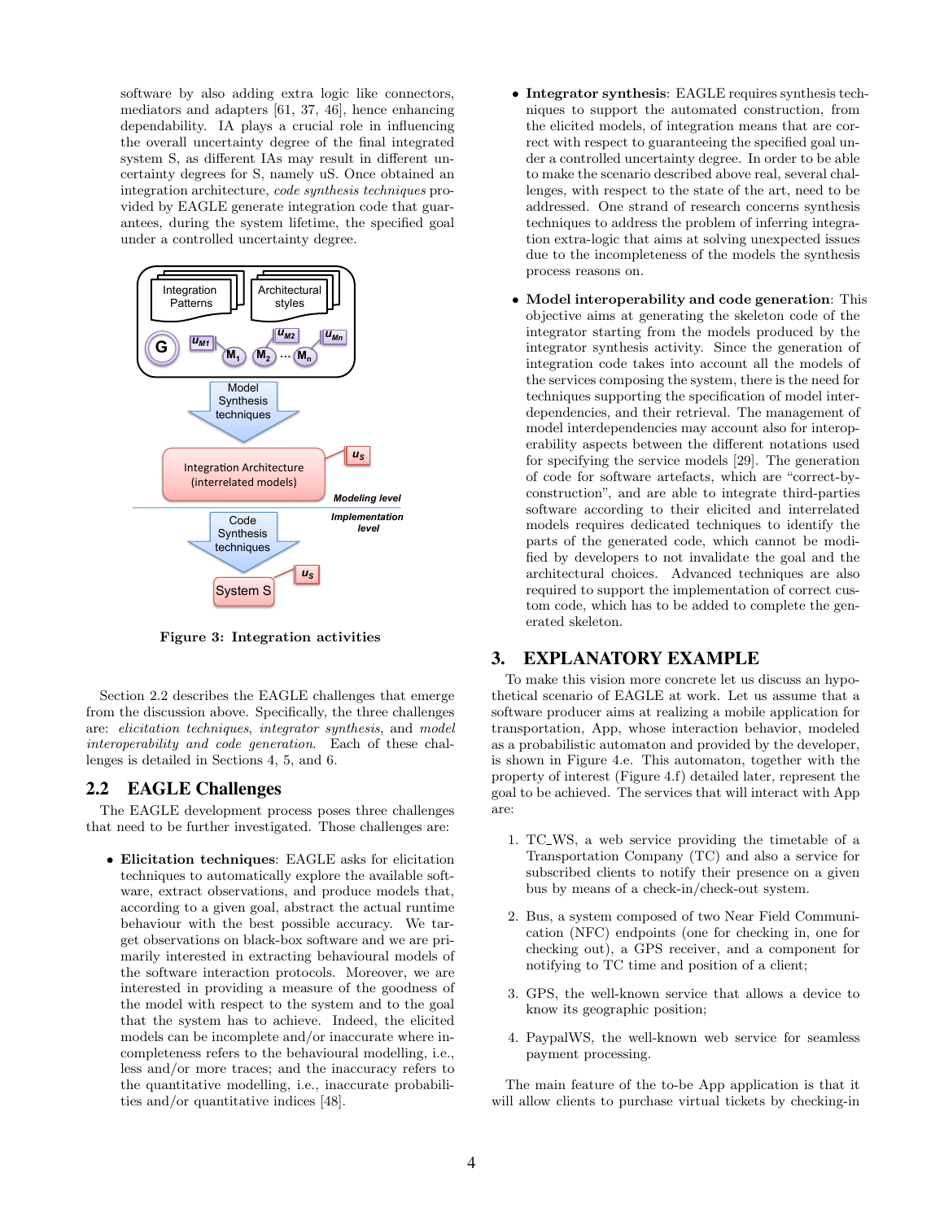software by also adding extra logic like connectors, mediators and adapters [61, 37, 46], hence enhancing dependability. IA plays a crucial role in influencing the overall uncertainty degree of the final integrated system S, as different IAs may result in different uncertainty degrees for S, namely uS. Once obtained an integration architecture, *code synthesis techniques* provided by EAGLE generate integration code that guarantees, during the system lifetime, the specified goal under a controlled uncertainty degree.

Integration Patterns

Architectural styles

G

$u_{M1}$

$u_{M2}$

$u_{Mn}$

$M_1$

$M_2$ ... $M_n$

Model Synthesis techniques

Integration Architecture (interrelated models)

$u_S$

Modeling level

Implementation level

Code Synthesis techniques

$u_S$

System S

**Figure 3: Integration activities**

Section 2.2 describes the EAGLE challenges that emerge from the discussion above. Specifically, the three challenges are: *elicitation techniques*, *integrator synthesis*, and *model interoperability and code generation*. Each of these challenges is detailed in Sections 4, 5, and 6.

## 2.2 EAGLE Challenges

The EAGLE development process poses three challenges that need to be further investigated. Those challenges are:

- **Elicitation techniques**: EAGLE asks for elicitation techniques to automatically explore the available software, extract observations, and produce models that, according to a given goal, abstract the actual runtime behaviour with the best possible accuracy. We target observations on black-box software and we are primarily interested in extracting behavioural models of the software interaction protocols. Moreover, we are interested in providing a measure of the goodness of the model with respect to the system and to the goal that the system has to achieve. Indeed, the elicited models can be incomplete and/or inaccurate where incompleteness refers to the behavioural modelling, i.e., less and/or more traces; and the inaccuracy refers to the quantitative modelling, i.e., inaccurate probabilities and/or quantitative indices [48].

- **Integrator synthesis**: EAGLE requires synthesis techniques to support the automated construction, from the elicited models, of integration means that are correct with respect to guaranteeing the specified goal under a controlled uncertainty degree. In order to be able to make the scenario described above real, several challenges, with respect to the state of the art, need to be addressed. One strand of research concerns synthesis techniques to address the problem of inferring integration extra-logic that aims at solving unexpected issues due to the incompleteness of the models the synthesis process reasons on.

- **Model interoperability and code generation**: This objective aims at generating the skeleton code of the integrator starting from the models produced by the integrator synthesis activity. Since the generation of integration code takes into account all the models of the services composing the system, there is the need for techniques supporting the specification of model interdependencies, and their retrieval. The management of model interdependencies may account also for interoperability aspects between the different notations used for specifying the service models [29]. The generation of code for software artefacts, which are "correct-by-construction", and are able to integrate third-parties software according to their elicited and interrelated models requires dedicated techniques to identify the parts of the generated code, which cannot be modified by developers to not invalidate the goal and the architectural choices. Advanced techniques are also required to support the implementation of correct custom code, which has to be added to complete the generated skeleton.

# 3. EXPLANATORY EXAMPLE

To make this vision more concrete let us discuss an hypothetical scenario of EAGLE at work. Let us assume that a software producer aims at realizing a mobile application for transportation, App, whose interaction behavior, modeled as a probabilistic automaton and provided by the developer, is shown in Figure 4.e. This automaton, together with the property of interest (Figure 4.f) detailed later, represent the goal to be achieved. The services that will interact with App are:

1. TC_WS, a web service providing the timetable of a Transportation Company (TC) and also a service for subscribed clients to notify their presence on a given bus by means of a check-in/check-out system.

2. Bus, a system composed of two Near Field Communication (NFC) endpoints (one for checking in, one for checking out), a GPS receiver, and a component for notifying to TC time and position of a client;

3. GPS, the well-known service that allows a device to know its geographic position;

4. PaypalWS, the well-known web service for seamless payment processing.

The main feature of the to-be App application is that it will allow clients to purchase virtual tickets by checking-in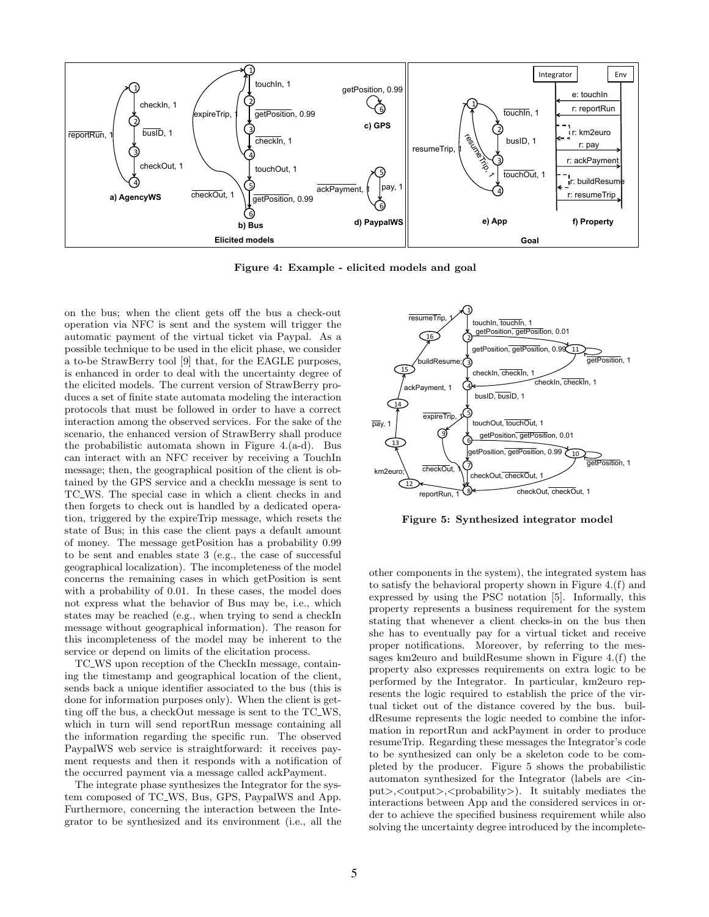Figure 4: Example - elicited models and goal

on the bus; when the client gets off the bus a check-out operation via NFC is sent and the system will trigger the automatic payment of the virtual ticket via Paypal. As a possible technique to be used in the elicit phase, we consider a to-be StrawBerry tool [9] that, for the EAGLE purposes, is enhanced in order to deal with the uncertainty degree of the elicited models. The current version of StrawBerry produces a set of finite state automata modeling the interaction protocols that must be followed in order to have a correct interaction among the observed services. For the sake of the scenario, the enhanced version of StrawBerry shall produce the probabilistic automata shown in Figure 4.(a-d). Bus can interact with an NFC receiver by receiving a TouchIn message; then, the geographical position of the client is obtained by the GPS service and a checkIn message is sent to TC_WS. The special case in which a client checks in and then forgets to check out is handled by a dedicated operation, triggered by the expireTrip message, which resets the state of Bus; in this case the client pays a default amount of money. The message getPosition has a probability 0.99 to be sent and enables state 3 (e.g., the case of successful geographical localization). The incompleteness of the model concerns the remaining cases in which getPosition is sent with a probability of 0.01. In these cases, the model does not express what the behavior of Bus may be, i.e., which states may be reached (e.g., when trying to send a checkIn message without geographical information). The reason for this incompleteness of the model may be inherent to the service or depend on limits of the elicitation process.

TC_WS upon reception of the CheckIn message, containing the timestamp and geographical location of the client, sends back a unique identifier associated to the bus (this is done for information purposes only). When the client is getting off the bus, a checkOut message is sent to the TC_WS, which in turn will send reportRun message containing all the information regarding the specific run. The observed PaypalWS web service is straightforward: it receives payment requests and then it responds with a notification of the occurred payment via a message called ackPayment.

The integrate phase synthesizes the Integrator for the system composed of TC_WS, Bus, GPS, PaypalWS and App. Furthermore, concerning the interaction between the Integrator to be synthesized and its environment (i.e., all the other components in the system), the integrated system has to satisfy the behavioral property shown in Figure 4.(f) and expressed by using the PSC notation [5]. Informally, this property represents a business requirement for the system stating that whenever a client checks-in on the bus then she has to eventually pay for a virtual ticket and receive proper notifications. Moreover, by referring to the messages km2euro and buildResume shown in Figure 4.(f) the property also expresses requirements on extra logic to be performed by the Integrator. In particular, km2euro represents the logic required to establish the price of the virtual ticket out of the distance covered by the bus. buildResume represents the logic needed to combine the information in reportRun and ackPayment in order to produce resumeTrip. Regarding these messages the Integrator's code to be synthesized can only be a skeleton code to be completed by the producer. Figure 5 shows the probabilistic automaton synthesized for the Integrator (labels are <input>,<output>,<probability>). It suitably mediates the interactions between App and the considered services in order to achieve the specified business requirement while also solving the uncertainty degree introduced by the incomplete-

Figure 5: Synthesized integrator model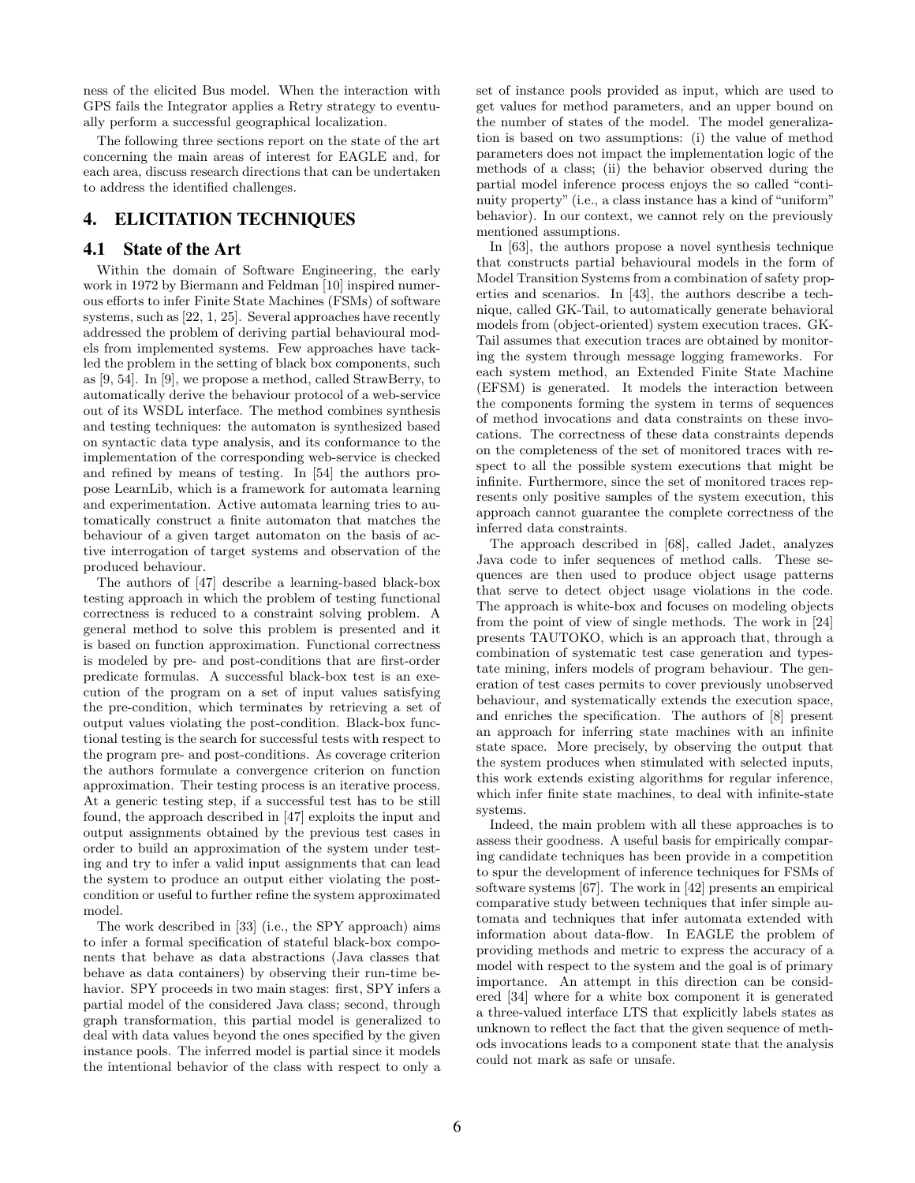ness of the elicited Bus model. When the interaction with GPS fails the Integrator applies a Retry strategy to eventually perform a successful geographical localization.

The following three sections report on the state of the art concerning the main areas of interest for EAGLE and, for each area, discuss research directions that can be undertaken to address the identified challenges.

## 4. ELICITATION TECHNIQUES

### 4.1 State of the Art

Within the domain of Software Engineering, the early work in 1972 by Biermann and Feldman [10] inspired numerous efforts to infer Finite State Machines (FSMs) of software systems, such as [22, 1, 25]. Several approaches have recently addressed the problem of deriving partial behavioural models from implemented systems. Few approaches have tackled the problem in the setting of black box components, such as [9, 54]. In [9], we propose a method, called StrawBerry, to automatically derive the behaviour protocol of a web-service out of its WSDL interface. The method combines synthesis and testing techniques: the automaton is synthesized based on syntactic data type analysis, and its conformance to the implementation of the corresponding web-service is checked and refined by means of testing. In [54] the authors propose LearnLib, which is a framework for automata learning and experimentation. Active automata learning tries to automatically construct a finite automaton that matches the behaviour of a given target automaton on the basis of active interrogation of target systems and observation of the produced behaviour.

The authors of [47] describe a learning-based black-box testing approach in which the problem of testing functional correctness is reduced to a constraint solving problem. A general method to solve this problem is presented and it is based on function approximation. Functional correctness is modeled by pre- and post-conditions that are first-order predicate formulas. A successful black-box test is an execution of the program on a set of input values satisfying the pre-condition, which terminates by retrieving a set of output values violating the post-condition. Black-box functional testing is the search for successful tests with respect to the program pre- and post-conditions. As coverage criterion the authors formulate a convergence criterion on function approximation. Their testing process is an iterative process. At a generic testing step, if a successful test has to be still found, the approach described in [47] exploits the input and output assignments obtained by the previous test cases in order to build an approximation of the system under testing and try to infer a valid input assignments that can lead the system to produce an output either violating the post-condition or useful to further refine the system approximated model.

The work described in [33] (i.e., the SPY approach) aims to infer a formal specification of stateful black-box components that behave as data abstractions (Java classes that behave as data containers) by observing their run-time behavior. SPY proceeds in two main stages: first, SPY infers a partial model of the considered Java class; second, through graph transformation, this partial model is generalized to deal with data values beyond the ones specified by the given instance pools. The inferred model is partial since it models the intentional behavior of the class with respect to only a set of instance pools provided as input, which are used to get values for method parameters, and an upper bound on the number of states of the model. The model generalization is based on two assumptions: (i) the value of method parameters does not impact the implementation logic of the methods of a class; (ii) the behavior observed during the partial model inference process enjoys the so called "continuity property" (i.e., a class instance has a kind of "uniform" behavior). In our context, we cannot rely on the previously mentioned assumptions.

In [63], the authors propose a novel synthesis technique that constructs partial behavioural models in the form of Model Transition Systems from a combination of safety properties and scenarios. In [43], the authors describe a technique, called GK-Tail, to automatically generate behavioral models from (object-oriented) system execution traces. GK-Tail assumes that execution traces are obtained by monitoring the system through message logging frameworks. For each system method, an Extended Finite State Machine (EFSM) is generated. It models the interaction between the components forming the system in terms of sequences of method invocations and data constraints on these invocations. The correctness of these data constraints depends on the completeness of the set of monitored traces with respect to all the possible system executions that might be infinite. Furthermore, since the set of monitored traces represents only positive samples of the system execution, this approach cannot guarantee the complete correctness of the inferred data constraints.

The approach described in [68], called Jadet, analyzes Java code to infer sequences of method calls. These sequences are then used to produce object usage patterns that serve to detect object usage violations in the code. The approach is white-box and focuses on modeling objects from the point of view of single methods. The work in [24] presents TAUTOKO, which is an approach that, through a combination of systematic test case generation and typestate mining, infers models of program behaviour. The generation of test cases permits to cover previously unobserved behaviour, and systematically extends the execution space, and enriches the specification. The authors of [8] present an approach for inferring state machines with an infinite state space. More precisely, by observing the output that the system produces when stimulated with selected inputs, this work extends existing algorithms for regular inference, which infer finite state machines, to deal with infinite-state systems.

Indeed, the main problem with all these approaches is to assess their goodness. A useful basis for empirically comparing candidate techniques has been provide in a competition to spur the development of inference techniques for FSMs of software systems [67]. The work in [42] presents an empirical comparative study between techniques that infer simple automata and techniques that infer automata extended with information about data-flow. In EAGLE the problem of providing methods and metric to express the accuracy of a model with respect to the system and the goal is of primary importance. An attempt in this direction can be considered [34] where for a white box component it is generated a three-valued interface LTS that explicitly labels states as unknown to reflect the fact that the given sequence of methods invocations leads to a component state that the analysis could not mark as safe or unsafe.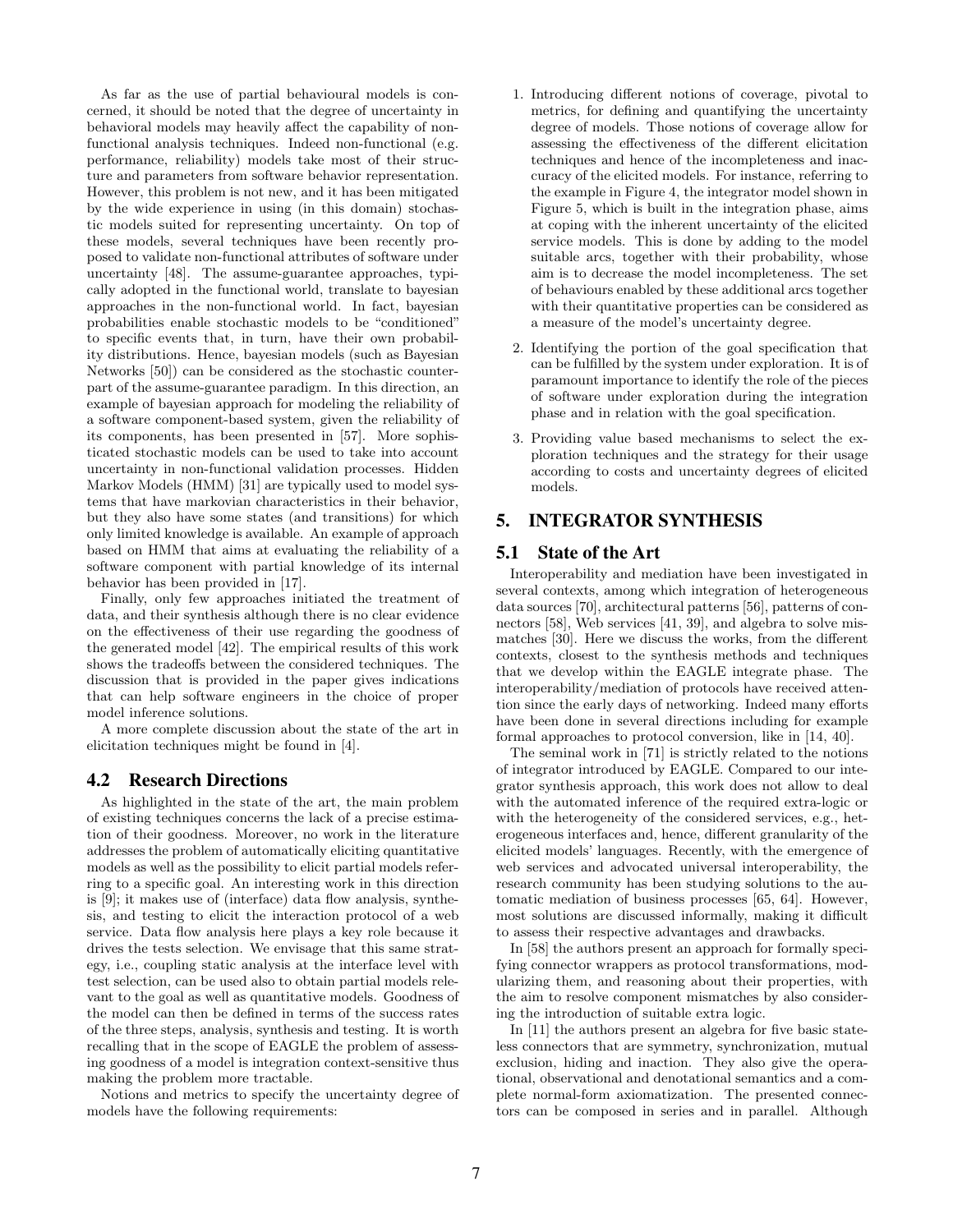As far as the use of partial behavioural models is concerned, it should be noted that the degree of uncertainty in behavioral models may heavily affect the capability of non-functional analysis techniques. Indeed non-functional (e.g. performance, reliability) models take most of their structure and parameters from software behavior representation. However, this problem is not new, and it has been mitigated by the wide experience in using (in this domain) stochastic models suited for representing uncertainty. On top of these models, several techniques have been recently proposed to validate non-functional attributes of software under uncertainty [48]. The assume-guarantee approaches, typically adopted in the functional world, translate to bayesian approaches in the non-functional world. In fact, bayesian probabilities enable stochastic models to be "conditioned" to specific events that, in turn, have their own probability distributions. Hence, bayesian models (such as Bayesian Networks [50]) can be considered as the stochastic counterpart of the assume-guarantee paradigm. In this direction, an example of bayesian approach for modeling the reliability of a software component-based system, given the reliability of its components, has been presented in [57]. More sophisticated stochastic models can be used to take into account uncertainty in non-functional validation processes. Hidden Markov Models (HMM) [31] are typically used to model systems that have markovian characteristics in their behavior, but they also have some states (and transitions) for which only limited knowledge is available. An example of approach based on HMM that aims at evaluating the reliability of a software component with partial knowledge of its internal behavior has been provided in [17].

Finally, only few approaches initiated the treatment of data, and their synthesis although there is no clear evidence on the effectiveness of their use regarding the goodness of the generated model [42]. The empirical results of this work shows the tradeoffs between the considered techniques. The discussion that is provided in the paper gives indications that can help software engineers in the choice of proper model inference solutions.

A more complete discussion about the state of the art in elicitation techniques might be found in [4].

## 4.2 Research Directions

As highlighted in the state of the art, the main problem of existing techniques concerns the lack of a precise estimation of their goodness. Moreover, no work in the literature addresses the problem of automatically eliciting quantitative models as well as the possibility to elicit partial models referring to a specific goal. An interesting work in this direction is [9]; it makes use of (interface) data flow analysis, synthesis, and testing to elicit the interaction protocol of a web service. Data flow analysis here plays a key role because it drives the tests selection. We envisage that this same strategy, i.e., coupling static analysis at the interface level with test selection, can be used also to obtain partial models relevant to the goal as well as quantitative models. Goodness of the model can then be defined in terms of the success rates of the three steps, analysis, synthesis and testing. It is worth recalling that in the scope of EAGLE the problem of assessing goodness of a model is integration context-sensitive thus making the problem more tractable.

Notions and metrics to specify the uncertainty degree of models have the following requirements:

1. Introducing different notions of coverage, pivotal to metrics, for defining and quantifying the uncertainty degree of models. Those notions of coverage allow for assessing the effectiveness of the different elicitation techniques and hence of the incompleteness and inaccuracy of the elicited models. For instance, referring to the example in Figure 4, the integrator model shown in Figure 5, which is built in the integration phase, aims at coping with the inherent uncertainty of the elicited service models. This is done by adding to the model suitable arcs, together with their probability, whose aim is to decrease the model incompleteness. The set of behaviours enabled by these additional arcs together with their quantitative properties can be considered as a measure of the model's uncertainty degree.
2. Identifying the portion of the goal specification that can be fulfilled by the system under exploration. It is of paramount importance to identify the role of the pieces of software under exploration during the integration phase and in relation with the goal specification.
3. Providing value based mechanisms to select the exploration techniques and the strategy for their usage according to costs and uncertainty degrees of elicited models.

# 5. INTEGRATOR SYNTHESIS

## 5.1 State of the Art

Interoperability and mediation have been investigated in several contexts, among which integration of heterogeneous data sources [70], architectural patterns [56], patterns of connectors [58], Web services [41, 39], and algebra to solve mismatches [30]. Here we discuss the works, from the different contexts, closest to the synthesis methods and techniques that we develop within the EAGLE integrate phase. The interoperability/mediation of protocols have received attention since the early days of networking. Indeed many efforts have been done in several directions including for example formal approaches to protocol conversion, like in [14, 40].

The seminal work in [71] is strictly related to the notions of integrator introduced by EAGLE. Compared to our integrator synthesis approach, this work does not allow to deal with the automated inference of the required extra-logic or with the heterogeneity of the considered services, e.g., heterogeneous interfaces and, hence, different granularity of the elicited models' languages. Recently, with the emergence of web services and advocated universal interoperability, the research community has been studying solutions to the automatic mediation of business processes [65, 64]. However, most solutions are discussed informally, making it difficult to assess their respective advantages and drawbacks.

In [58] the authors present an approach for formally specifying connector wrappers as protocol transformations, modularizing them, and reasoning about their properties, with the aim to resolve component mismatches by also considering the introduction of suitable extra logic.

In [11] the authors present an algebra for five basic stateless connectors that are symmetry, synchronization, mutual exclusion, hiding and inaction. They also give the operational, observational and denotational semantics and a complete normal-form axiomatization. The presented connectors can be composed in series and in parallel. Although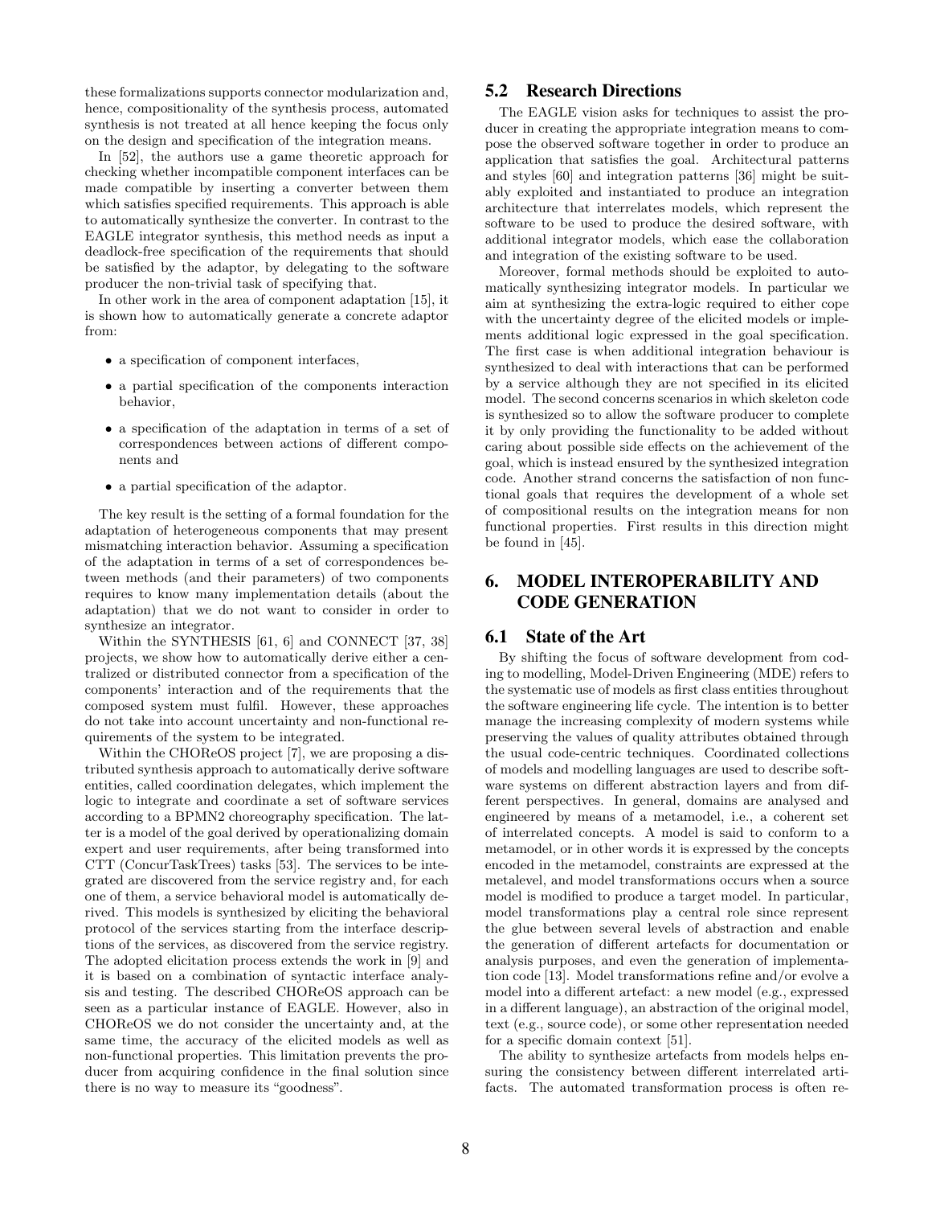these formalizations supports connector modularization and, hence, compositionality of the synthesis process, automated synthesis is not treated at all hence keeping the focus only on the design and specification of the integration means.

In [52], the authors use a game theoretic approach for checking whether incompatible component interfaces can be made compatible by inserting a converter between them which satisfies specified requirements. This approach is able to automatically synthesize the converter. In contrast to the EAGLE integrator synthesis, this method needs as input a deadlock-free specification of the requirements that should be satisfied by the adaptor, by delegating to the software producer the non-trivial task of specifying that.

In other work in the area of component adaptation [15], it is shown how to automatically generate a concrete adaptor from:

- a specification of component interfaces,
- a partial specification of the components interaction behavior,
- a specification of the adaptation in terms of a set of correspondences between actions of different components and
- a partial specification of the adaptor.

The key result is the setting of a formal foundation for the adaptation of heterogeneous components that may present mismatching interaction behavior. Assuming a specification of the adaptation in terms of a set of correspondences between methods (and their parameters) of two components requires to know many implementation details (about the adaptation) that we do not want to consider in order to synthesize an integrator.

Within the SYNTHESIS [61, 6] and CONNECT [37, 38] projects, we show how to automatically derive either a centralized or distributed connector from a specification of the components' interaction and of the requirements that the composed system must fulfil. However, these approaches do not take into account uncertainty and non-functional requirements of the system to be integrated.

Within the CHOReOS project [7], we are proposing a distributed synthesis approach to automatically derive software entities, called coordination delegates, which implement the logic to integrate and coordinate a set of software services according to a BPMN2 choreography specification. The latter is a model of the goal derived by operationalizing domain expert and user requirements, after being transformed into CTT (ConcurTaskTrees) tasks [53]. The services to be integrated are discovered from the service registry and, for each one of them, a service behavioral model is automatically derived. This models is synthesized by eliciting the behavioral protocol of the services starting from the interface descriptions of the services, as discovered from the service registry. The adopted elicitation process extends the work in [9] and it is based on a combination of syntactic interface analysis and testing. The described CHOReOS approach can be seen as a particular instance of EAGLE. However, also in CHOReOS we do not consider the uncertainty and, at the same time, the accuracy of the elicited models as well as non-functional properties. This limitation prevents the producer from acquiring confidence in the final solution since there is no way to measure its "goodness".

## 5.2 Research Directions

The EAGLE vision asks for techniques to assist the producer in creating the appropriate integration means to compose the observed software together in order to produce an application that satisfies the goal. Architectural patterns and styles [60] and integration patterns [36] might be suitably exploited and instantiated to produce an integration architecture that interrelates models, which represent the software to be used to produce the desired software, with additional integrator models, which ease the collaboration and integration of the existing software to be used.

Moreover, formal methods should be exploited to automatically synthesizing integrator models. In particular we aim at synthesizing the extra-logic required to either cope with the uncertainty degree of the elicited models or implements additional logic expressed in the goal specification. The first case is when additional integration behaviour is synthesized to deal with interactions that can be performed by a service although they are not specified in its elicited model. The second concerns scenarios in which skeleton code is synthesized so to allow the software producer to complete it by only providing the functionality to be added without caring about possible side effects on the achievement of the goal, which is instead ensured by the synthesized integration code. Another strand concerns the satisfaction of non functional goals that requires the development of a whole set of compositional results on the integration means for non functional properties. First results in this direction might be found in [45].

# 6. MODEL INTEROPERABILITY AND CODE GENERATION

## 6.1 State of the Art

By shifting the focus of software development from coding to modelling, Model-Driven Engineering (MDE) refers to the systematic use of models as first class entities throughout the software engineering life cycle. The intention is to better manage the increasing complexity of modern systems while preserving the values of quality attributes obtained through the usual code-centric techniques. Coordinated collections of models and modelling languages are used to describe software systems on different abstraction layers and from different perspectives. In general, domains are analysed and engineered by means of a metamodel, i.e., a coherent set of interrelated concepts. A model is said to conform to a metamodel, or in other words it is expressed by the concepts encoded in the metamodel, constraints are expressed at the metalevel, and model transformations occurs when a source model is modified to produce a target model. In particular, model transformations play a central role since represent the glue between several levels of abstraction and enable the generation of different artefacts for documentation or analysis purposes, and even the generation of implementation code [13]. Model transformations refine and/or evolve a model into a different artefact: a new model (e.g., expressed in a different language), an abstraction of the original model, text (e.g., source code), or some other representation needed for a specific domain context [51].

The ability to synthesize artefacts from models helps ensuring the consistency between different interrelated artifacts. The automated transformation process is often re-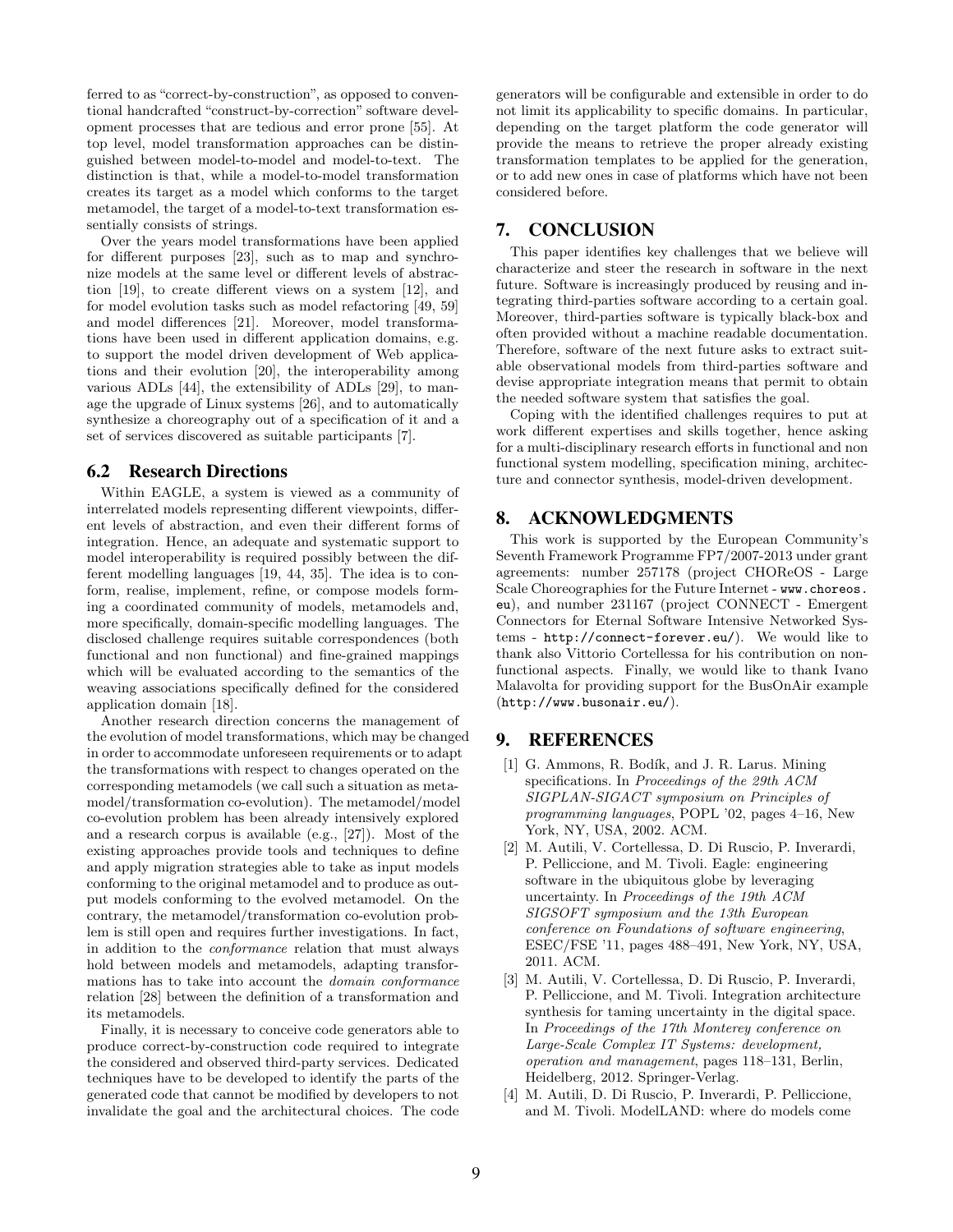ferred to as "correct-by-construction", as opposed to conventional handcrafted "construct-by-correction" software development processes that are tedious and error prone [55]. At top level, model transformation approaches can be distinguished between model-to-model and model-to-text. The distinction is that, while a model-to-model transformation creates its target as a model which conforms to the target metamodel, the target of a model-to-text transformation essentially consists of strings.

Over the years model transformations have been applied for different purposes [23], such as to map and synchronize models at the same level or different levels of abstraction [19], to create different views on a system [12], and for model evolution tasks such as model refactoring [49, 59] and model differences [21]. Moreover, model transformations have been used in different application domains, e.g. to support the model driven development of Web applications and their evolution [20], the interoperability among various ADLs [44], the extensibility of ADLs [29], to manage the upgrade of Linux systems [26], and to automatically synthesize a choreography out of a specification of it and a set of services discovered as suitable participants [7].

## 6.2 Research Directions

Within EAGLE, a system is viewed as a community of interrelated models representing different viewpoints, different levels of abstraction, and even their different forms of integration. Hence, an adequate and systematic support to model interoperability is required possibly between the different modelling languages [19, 44, 35]. The idea is to conform, realise, implement, refine, or compose models forming a coordinated community of models, metamodels and, more specifically, domain-specific modelling languages. The disclosed challenge requires suitable correspondences (both functional and non functional) and fine-grained mappings which will be evaluated according to the semantics of the weaving associations specifically defined for the considered application domain [18].

Another research direction concerns the management of the evolution of model transformations, which may be changed in order to accommodate unforeseen requirements or to adapt the transformations with respect to changes operated on the corresponding metamodels (we call such a situation as metamodel/transformation co-evolution). The metamodel/model co-evolution problem has been already intensively explored and a research corpus is available (e.g., [27]). Most of the existing approaches provide tools and techniques to define and apply migration strategies able to take as input models conforming to the original metamodel and to produce as output models conforming to the evolved metamodel. On the contrary, the metamodel/transformation co-evolution problem is still open and requires further investigations. In fact, in addition to the *conformance* relation that must always hold between models and metamodels, adapting transformations has to take into account the *domain conformance* relation [28] between the definition of a transformation and its metamodels.

Finally, it is necessary to conceive code generators able to produce correct-by-construction code required to integrate the considered and observed third-party services. Dedicated techniques have to be developed to identify the parts of the generated code that cannot be modified by developers to not invalidate the goal and the architectural choices. The code generators will be configurable and extensible in order to do not limit its applicability to specific domains. In particular, depending on the target platform the code generator will provide the means to retrieve the proper already existing transformation templates to be applied for the generation, or to add new ones in case of platforms which have not been considered before.

# 7. CONCLUSION

This paper identifies key challenges that we believe will characterize and steer the research in software in the next future. Software is increasingly produced by reusing and integrating third-parties software according to a certain goal. Moreover, third-parties software is typically black-box and often provided without a machine readable documentation. Therefore, software of the next future asks to extract suitable observational models from third-parties software and devise appropriate integration means that permit to obtain the needed software system that satisfies the goal.

Coping with the identified challenges requires to put at work different expertises and skills together, hence asking for a multi-disciplinary research efforts in functional and non functional system modelling, specification mining, architecture and connector synthesis, model-driven development.

# 8. ACKNOWLEDGMENTS

This work is supported by the European Community's Seventh Framework Programme FP7/2007-2013 under grant agreements: number 257178 (project CHOReOS - Large Scale Choreographies for the Future Internet - www.choreos.eu), and number 231167 (project CONNECT - Emergent Connectors for Eternal Software Intensive Networked Systems - http://connect-forever.eu/). We would like to thank also Vittorio Cortellessa for his contribution on nonfunctional aspects. Finally, we would like to thank Ivano Malavolta for providing support for the BusOnAir example (http://www.busonair.eu/).

# 9. REFERENCES

[1] G. Ammons, R. Bodík, and J. R. Larus. Mining specifications. In *Proceedings of the 29th ACM SIGPLAN-SIGACT symposium on Principles of programming languages*, POPL '02, pages 4–16, New York, NY, USA, 2002. ACM.

[2] M. Autili, V. Cortellessa, D. Di Ruscio, P. Inverardi, P. Pelliccione, and M. Tivoli. Eagle: engineering software in the ubiquitous globe by leveraging uncertainty. In *Proceedings of the 19th ACM SIGSOFT symposium and the 13th European conference on Foundations of software engineering*, ESEC/FSE '11, pages 488–491, New York, NY, USA, 2011. ACM.

[3] M. Autili, V. Cortellessa, D. Di Ruscio, P. Inverardi, P. Pelliccione, and M. Tivoli. Integration architecture synthesis for taming uncertainty in the digital space. In *Proceedings of the 17th Monterey conference on Large-Scale Complex IT Systems: development, operation and management*, pages 118–131, Berlin, Heidelberg, 2012. Springer-Verlag.

[4] M. Autili, D. Di Ruscio, P. Inverardi, P. Pelliccione, and M. Tivoli. ModelLAND: where do models come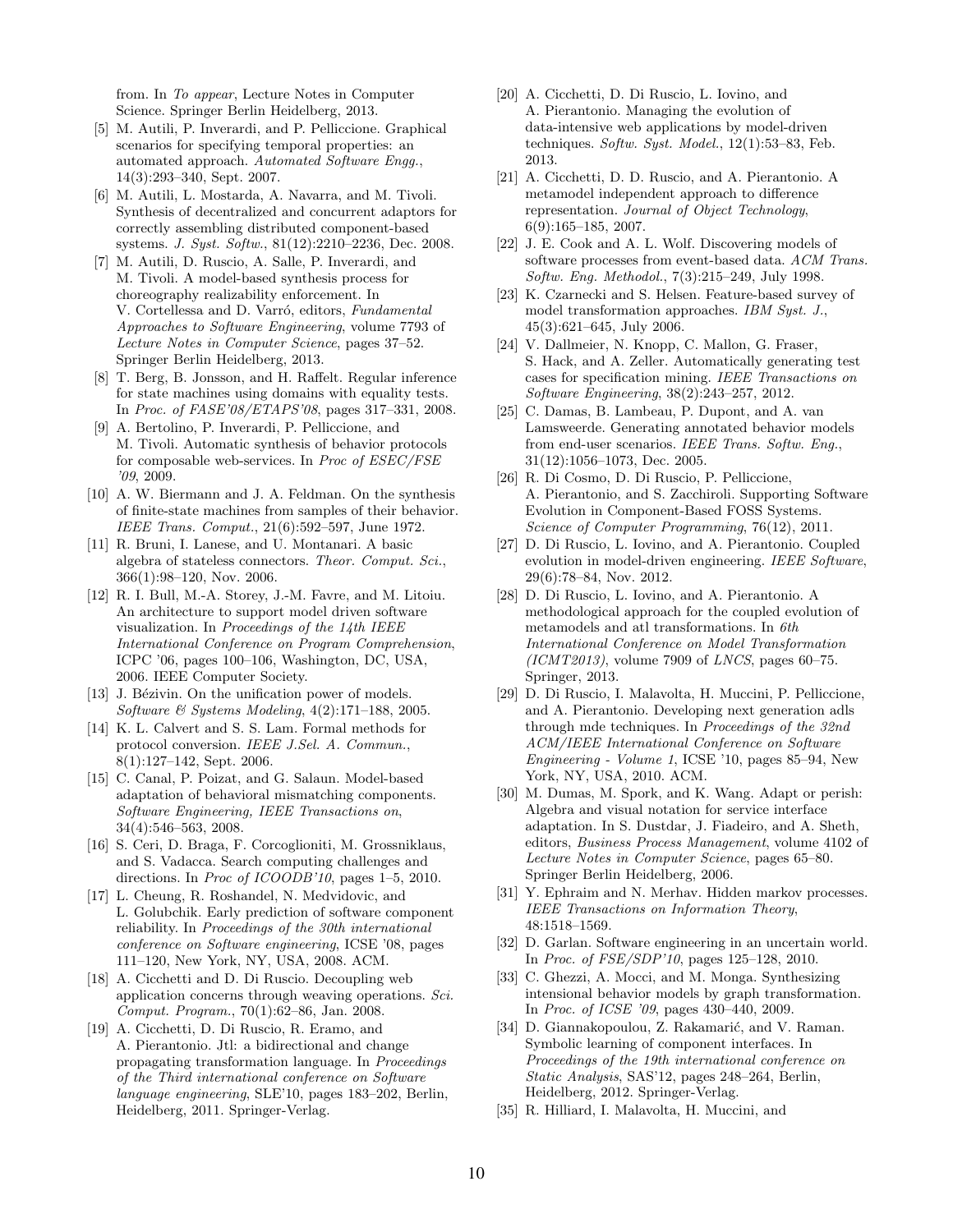from. In *To appear*, Lecture Notes in Computer Science. Springer Berlin Heidelberg, 2013.

[5] M. Autili, P. Inverardi, and P. Pelliccione. Graphical scenarios for specifying temporal properties: an automated approach. *Automated Software Engg.*, 14(3):293–340, Sept. 2007.

[6] M. Autili, L. Mostarda, A. Navarra, and M. Tivoli. Synthesis of decentralized and concurrent adaptors for correctly assembling distributed component-based systems. *J. Syst. Softw.*, 81(12):2210–2236, Dec. 2008.

[7] M. Autili, D. Ruscio, A. Salle, P. Inverardi, and M. Tivoli. A model-based synthesis process for choreography realizability enforcement. In V. Cortellessa and D. Varró, editors, *Fundamental Approaches to Software Engineering*, volume 7793 of *Lecture Notes in Computer Science*, pages 37–52. Springer Berlin Heidelberg, 2013.

[8] T. Berg, B. Jonsson, and H. Raffelt. Regular inference for state machines using domains with equality tests. In *Proc. of FASE'08/ETAPS'08*, pages 317–331, 2008.

[9] A. Bertolino, P. Inverardi, P. Pelliccione, and M. Tivoli. Automatic synthesis of behavior protocols for composable web-services. In *Proc of ESEC/FSE '09*, 2009.

[10] A. W. Biermann and J. A. Feldman. On the synthesis of finite-state machines from samples of their behavior. *IEEE Trans. Comput.*, 21(6):592–597, June 1972.

[11] R. Bruni, I. Lanese, and U. Montanari. A basic algebra of stateless connectors. *Theor. Comput. Sci.*, 366(1):98–120, Nov. 2006.

[12] R. I. Bull, M.-A. Storey, J.-M. Favre, and M. Litoiu. An architecture to support model driven software visualization. In *Proceedings of the 14th IEEE International Conference on Program Comprehension*, ICPC '06, pages 100–106, Washington, DC, USA, 2006. IEEE Computer Society.

[13] J. Bézivin. On the unification power of models. *Software & Systems Modeling*, 4(2):171–188, 2005.

[14] K. L. Calvert and S. S. Lam. Formal methods for protocol conversion. *IEEE J.Sel. A. Commun.*, 8(1):127–142, Sept. 2006.

[15] C. Canal, P. Poizat, and G. Salaun. Model-based adaptation of behavioral mismatching components. *Software Engineering, IEEE Transactions on*, 34(4):546–563, 2008.

[16] S. Ceri, D. Braga, F. Corcoglioniti, M. Grossniklaus, and S. Vadacca. Search computing challenges and directions. In *Proc of ICOODB'10*, pages 1–5, 2010.

[17] L. Cheung, R. Roshandel, N. Medvidovic, and L. Golubchik. Early prediction of software component reliability. In *Proceedings of the 30th international conference on Software engineering*, ICSE '08, pages 111–120, New York, NY, USA, 2008. ACM.

[18] A. Cicchetti and D. Di Ruscio. Decoupling web application concerns through weaving operations. *Sci. Comput. Program.*, 70(1):62–86, Jan. 2008.

[19] A. Cicchetti, D. Di Ruscio, R. Eramo, and A. Pierantonio. Jtl: a bidirectional and change propagating transformation language. In *Proceedings of the Third international conference on Software language engineering*, SLE'10, pages 183–202, Berlin, Heidelberg, 2011. Springer-Verlag.

[20] A. Cicchetti, D. Di Ruscio, L. Iovino, and A. Pierantonio. Managing the evolution of data-intensive web applications by model-driven techniques. *Softw. Syst. Model.*, 12(1):53–83, Feb. 2013.

[21] A. Cicchetti, D. D. Ruscio, and A. Pierantonio. A metamodel independent approach to difference representation. *Journal of Object Technology*, 6(9):165–185, 2007.

[22] J. E. Cook and A. L. Wolf. Discovering models of software processes from event-based data. *ACM Trans. Softw. Eng. Methodol.*, 7(3):215–249, July 1998.

[23] K. Czarnecki and S. Helsen. Feature-based survey of model transformation approaches. *IBM Syst. J.*, 45(3):621–645, July 2006.

[24] V. Dallmeier, N. Knopp, C. Mallon, G. Fraser, S. Hack, and A. Zeller. Automatically generating test cases for specification mining. *IEEE Transactions on Software Engineering*, 38(2):243–257, 2012.

[25] C. Damas, B. Lambeau, P. Dupont, and A. van Lamsweerde. Generating annotated behavior models from end-user scenarios. *IEEE Trans. Softw. Eng.*, 31(12):1056–1073, Dec. 2005.

[26] R. Di Cosmo, D. Di Ruscio, P. Pelliccione, A. Pierantonio, and S. Zacchiroli. Supporting Software Evolution in Component-Based FOSS Systems. *Science of Computer Programming*, 76(12), 2011.

[27] D. Di Ruscio, L. Iovino, and A. Pierantonio. Coupled evolution in model-driven engineering. *IEEE Software*, 29(6):78–84, Nov. 2012.

[28] D. Di Ruscio, L. Iovino, and A. Pierantonio. A methodological approach for the coupled evolution of metamodels and atl transformations. In *6th International Conference on Model Transformation (ICMT2013)*, volume 7909 of *LNCS*, pages 60–75. Springer, 2013.

[29] D. Di Ruscio, I. Malavolta, H. Muccini, P. Pelliccione, and A. Pierantonio. Developing next generation adls through mde techniques. In *Proceedings of the 32nd ACM/IEEE International Conference on Software Engineering - Volume 1*, ICSE '10, pages 85–94, New York, NY, USA, 2010. ACM.

[30] M. Dumas, M. Spork, and K. Wang. Adapt or perish: Algebra and visual notation for service interface adaptation. In S. Dustdar, J. Fiadeiro, and A. Sheth, editors, *Business Process Management*, volume 4102 of *Lecture Notes in Computer Science*, pages 65–80. Springer Berlin Heidelberg, 2006.

[31] Y. Ephraim and N. Merhav. Hidden markov processes. *IEEE Transactions on Information Theory*, 48:1518–1569.

[32] D. Garlan. Software engineering in an uncertain world. In *Proc. of FSE/SDP'10*, pages 125–128, 2010.

[33] C. Ghezzi, A. Mocci, and M. Monga. Synthesizing intensional behavior models by graph transformation. In *Proc. of ICSE '09*, pages 430–440, 2009.

[34] D. Giannakopoulou, Z. Rakamarić, and V. Raman. Symbolic learning of component interfaces. In *Proceedings of the 19th international conference on Static Analysis*, SAS'12, pages 248–264, Berlin, Heidelberg, 2012. Springer-Verlag.

[35] R. Hilliard, I. Malavolta, H. Muccini, and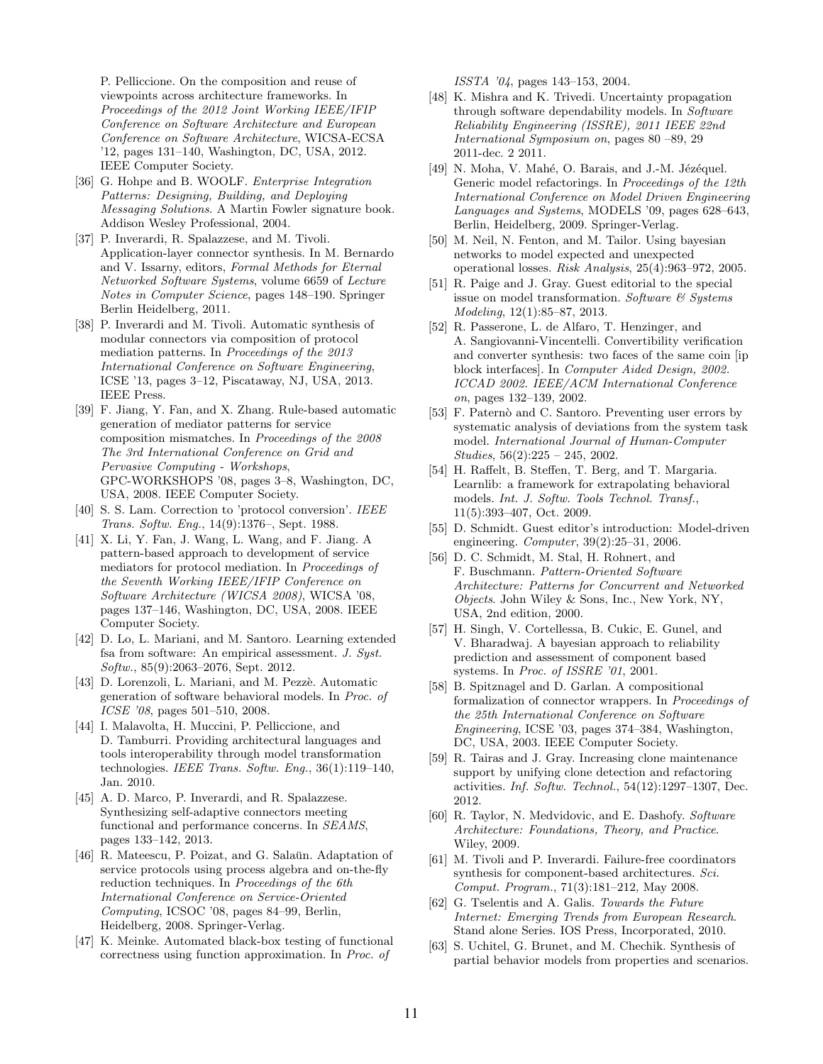P. Pelliccione. On the composition and reuse of viewpoints across architecture frameworks. In *Proceedings of the 2012 Joint Working IEEE/IFIP Conference on Software Architecture and European Conference on Software Architecture*, WICSA-ECSA '12, pages 131–140, Washington, DC, USA, 2012. IEEE Computer Society.

[36] G. Hohpe and B. WOOLF. *Enterprise Integration Patterns: Designing, Building, and Deploying Messaging Solutions*. A Martin Fowler signature book. Addison Wesley Professional, 2004.

[37] P. Inverardi, R. Spalazzese, and M. Tivoli. Application-layer connector synthesis. In M. Bernardo and V. Issarny, editors, *Formal Methods for Eternal Networked Software Systems*, volume 6659 of *Lecture Notes in Computer Science*, pages 148–190. Springer Berlin Heidelberg, 2011.

[38] P. Inverardi and M. Tivoli. Automatic synthesis of modular connectors via composition of protocol mediation patterns. In *Proceedings of the 2013 International Conference on Software Engineering*, ICSE '13, pages 3–12, Piscataway, NJ, USA, 2013. IEEE Press.

[39] F. Jiang, Y. Fan, and X. Zhang. Rule-based automatic generation of mediator patterns for service composition mismatches. In *Proceedings of the 2008 The 3rd International Conference on Grid and Pervasive Computing - Workshops*, GPC-WORKSHOPS '08, pages 3–8, Washington, DC, USA, 2008. IEEE Computer Society.

[40] S. S. Lam. Correction to 'protocol conversion'. *IEEE Trans. Softw. Eng.*, 14(9):1376–, Sept. 1988.

[41] X. Li, Y. Fan, J. Wang, L. Wang, and F. Jiang. A pattern-based approach to development of service mediators for protocol mediation. In *Proceedings of the Seventh Working IEEE/IFIP Conference on Software Architecture (WICSA 2008)*, WICSA '08, pages 137–146, Washington, DC, USA, 2008. IEEE Computer Society.

[42] D. Lo, L. Mariani, and M. Santoro. Learning extended fsa from software: An empirical assessment. *J. Syst. Softw.*, 85(9):2063–2076, Sept. 2012.

[43] D. Lorenzoli, L. Mariani, and M. Pezzè. Automatic generation of software behavioral models. In *Proc. of ICSE '08*, pages 501–510, 2008.

[44] I. Malavolta, H. Muccini, P. Pelliccione, and D. Tamburri. Providing architectural languages and tools interoperability through model transformation technologies. *IEEE Trans. Softw. Eng.*, 36(1):119–140, Jan. 2010.

[45] A. D. Marco, P. Inverardi, and R. Spalazzese. Synthesizing self-adaptive connectors meeting functional and performance concerns. In *SEAMS*, pages 133–142, 2013.

[46] R. Mateescu, P. Poizat, and G. Salaün. Adaptation of service protocols using process algebra and on-the-fly reduction techniques. In *Proceedings of the 6th International Conference on Service-Oriented Computing*, ICSOC '08, pages 84–99, Berlin, Heidelberg, 2008. Springer-Verlag.

[47] K. Meinke. Automated black-box testing of functional correctness using function approximation. In *Proc. of ISSTA '04*, pages 143–153, 2004.

[48] K. Mishra and K. Trivedi. Uncertainty propagation through software dependability models. In *Software Reliability Engineering (ISSRE), 2011 IEEE 22nd International Symposium on*, pages 80 –89, 29 2011-dec. 2 2011.

[49] N. Moha, V. Mahé, O. Barais, and J.-M. Jézéquel. Generic model refactorings. In *Proceedings of the 12th International Conference on Model Driven Engineering Languages and Systems*, MODELS '09, pages 628–643, Berlin, Heidelberg, 2009. Springer-Verlag.

[50] M. Neil, N. Fenton, and M. Tailor. Using bayesian networks to model expected and unexpected operational losses. *Risk Analysis*, 25(4):963–972, 2005.

[51] R. Paige and J. Gray. Guest editorial to the special issue on model transformation. *Software & Systems Modeling*, 12(1):85–87, 2013.

[52] R. Passerone, L. de Alfaro, T. Henzinger, and A. Sangiovanni-Vincentelli. Convertibility verification and converter synthesis: two faces of the same coin [ip block interfaces]. In *Computer Aided Design, 2002. ICCAD 2002. IEEE/ACM International Conference on*, pages 132–139, 2002.

[53] F. Paternò and C. Santoro. Preventing user errors by systematic analysis of deviations from the system task model. *International Journal of Human-Computer Studies*, 56(2):225 – 245, 2002.

[54] H. Raffelt, B. Steffen, T. Berg, and T. Margaria. Learnlib: a framework for extrapolating behavioral models. *Int. J. Softw. Tools Technol. Transf.*, 11(5):393–407, Oct. 2009.

[55] D. Schmidt. Guest editor's introduction: Model-driven engineering. *Computer*, 39(2):25–31, 2006.

[56] D. C. Schmidt, M. Stal, H. Rohnert, and F. Buschmann. *Pattern-Oriented Software Architecture: Patterns for Concurrent and Networked Objects*. John Wiley & Sons, Inc., New York, NY, USA, 2nd edition, 2000.

[57] H. Singh, V. Cortellessa, B. Cukic, E. Gunel, and V. Bharadwaj. A bayesian approach to reliability prediction and assessment of component based systems. In *Proc. of ISSRE '01*, 2001.

[58] B. Spitznagel and D. Garlan. A compositional formalization of connector wrappers. In *Proceedings of the 25th International Conference on Software Engineering*, ICSE '03, pages 374–384, Washington, DC, USA, 2003. IEEE Computer Society.

[59] R. Tairas and J. Gray. Increasing clone maintenance support by unifying clone detection and refactoring activities. *Inf. Softw. Technol.*, 54(12):1297–1307, Dec. 2012.

[60] R. Taylor, N. Medvidovic, and E. Dashofy. *Software Architecture: Foundations, Theory, and Practice*. Wiley, 2009.

[61] M. Tivoli and P. Inverardi. Failure-free coordinators synthesis for component-based architectures. *Sci. Comput. Program.*, 71(3):181–212, May 2008.

[62] G. Tselentis and A. Galis. *Towards the Future Internet: Emerging Trends from European Research*. Stand alone Series. IOS Press, Incorporated, 2010.

[63] S. Uchitel, G. Brunet, and M. Chechik. Synthesis of partial behavior models from properties and scenarios.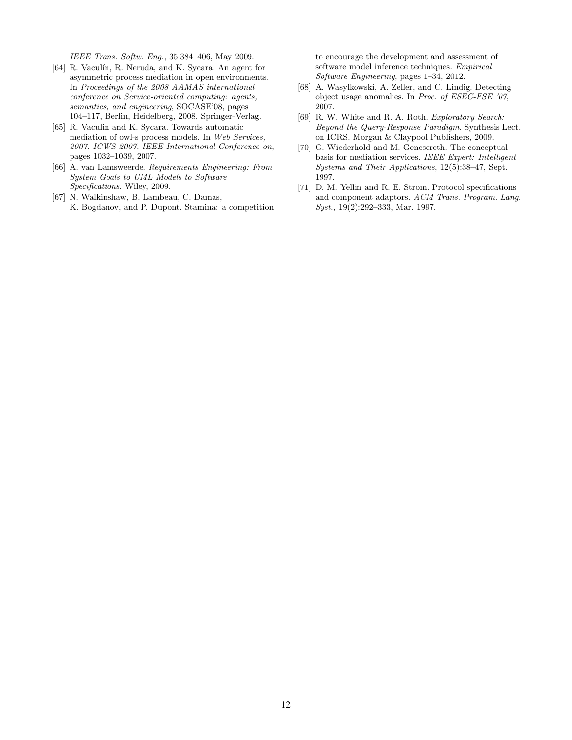*IEEE Trans. Softw. Eng.*, 35:384–406, May 2009.

[64] R. Vaculín, R. Neruda, and K. Sycara. An agent for asymmetric process mediation in open environments. In *Proceedings of the 2008 AAMAS international conference on Service-oriented computing: agents, semantics, and engineering*, SOCASE'08, pages 104–117, Berlin, Heidelberg, 2008. Springer-Verlag.

[65] R. Vaculin and K. Sycara. Towards automatic mediation of owl-s process models. In *Web Services, 2007. ICWS 2007. IEEE International Conference on*, pages 1032–1039, 2007.

[66] A. van Lamsweerde. *Requirements Engineering: From System Goals to UML Models to Software Specifications*. Wiley, 2009.

[67] N. Walkinshaw, B. Lambeau, C. Damas, K. Bogdanov, and P. Dupont. Stamina: a competition to encourage the development and assessment of software model inference techniques. *Empirical Software Engineering*, pages 1–34, 2012.

[68] A. Wasylkowski, A. Zeller, and C. Lindig. Detecting object usage anomalies. In *Proc. of ESEC-FSE '07*, 2007.

[69] R. W. White and R. A. Roth. *Exploratory Search: Beyond the Query-Response Paradigm*. Synthesis Lect. on ICRS. Morgan & Claypool Publishers, 2009.

[70] G. Wiederhold and M. Genesereth. The conceptual basis for mediation services. *IEEE Expert: Intelligent Systems and Their Applications*, 12(5):38–47, Sept. 1997.

[71] D. M. Yellin and R. E. Strom. Protocol specifications and component adaptors. *ACM Trans. Program. Lang. Syst.*, 19(2):292–333, Mar. 1997.